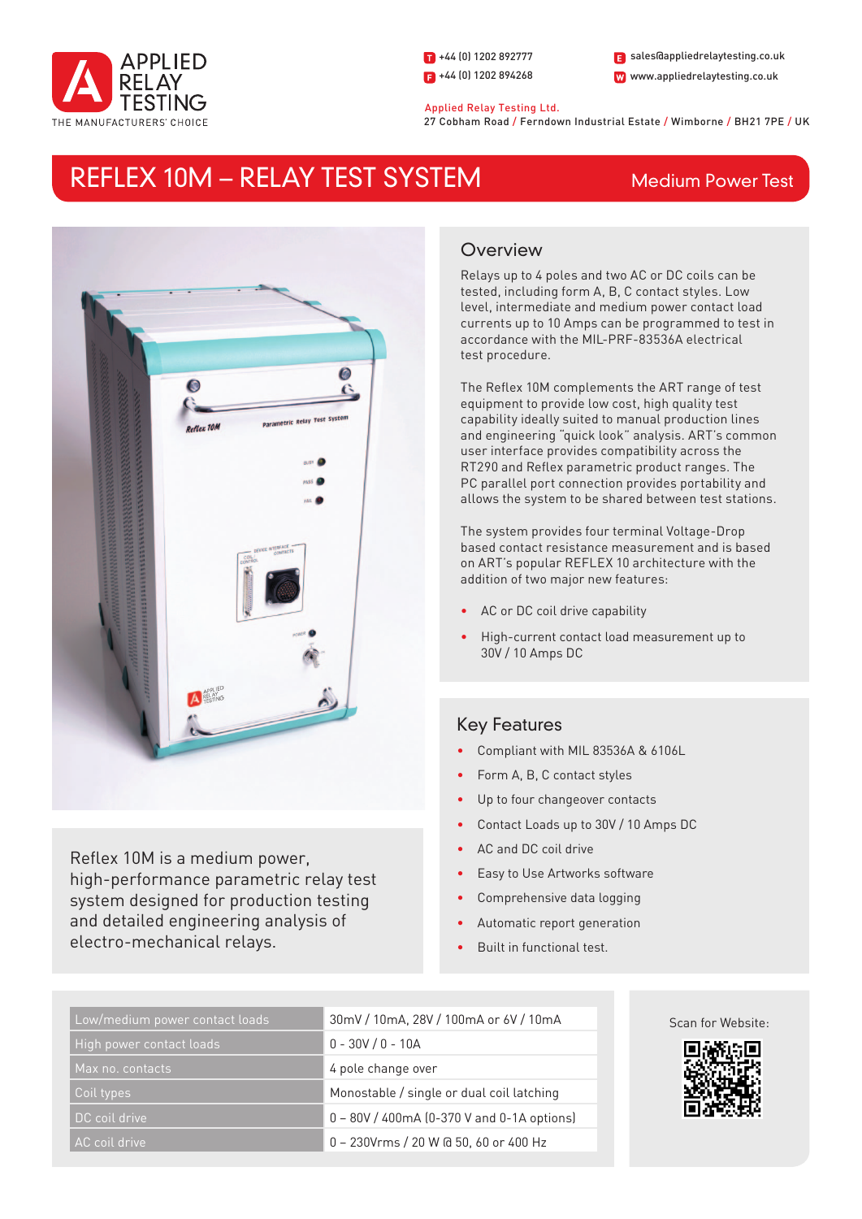APPLIED RELAY TESTING

THE MANUFACTURERS' CHOICE

T +44 (0) 1202 892777
F +44 (0) 1202 894268
E sales@appliedrelaytesting.co.uk
W www.appliedrelaytesting.co.uk

Applied Relay Testing Ltd.
27 Cobham Road / Ferndown Industrial Estate / Wimborne / BH21 7PE / UK

# REFLEX 10M – RELAY TEST SYSTEM

Medium Power Test

Reflex 10M is a medium power, high-performance parametric relay test system designed for production testing and detailed engineering analysis of electro-mechanical relays.

## Overview

Relays up to 4 poles and two AC or DC coils can be tested, including form A, B, C contact styles. Low level, intermediate and medium power contact load currents up to 10 Amps can be programmed to test in accordance with the MIL-PRF-83536A electrical test procedure.

The Reflex 10M complements the ART range of test equipment to provide low cost, high quality test capability ideally suited to manual production lines and engineering "quick look" analysis. ART's common user interface provides compatibility across the RT290 and Reflex parametric product ranges. The PC parallel port connection provides portability and allows the system to be shared between test stations.

The system provides four terminal Voltage-Drop based contact resistance measurement and is based on ART's popular REFLEX 10 architecture with the addition of two major new features:

- AC or DC coil drive capability
- High-current contact load measurement up to 30V / 10 Amps DC

## Key Features

- Compliant with MIL 83536A & 6106L
- Form A, B, C contact styles
- Up to four changeover contacts
- Contact Loads up to 30V / 10 Amps DC
- AC and DC coil drive
- Easy to Use Artworks software
- Comprehensive data logging
- Automatic report generation
- Built in functional test.

| | |
|---|---|
| Low/medium power contact loads | 30mV / 10mA, 28V / 100mA or 6V / 10mA |
| High power contact loads | 0 - 30V / 0 - 10A |
| Max no. contacts | 4 pole change over |
| Coil types | Monostable / single or dual coil latching |
| DC coil drive | 0 – 80V / 400mA (0-370 V and 0-1A options) |
| AC coil drive | 0 – 230Vrms / 20 W @ 50, 60 or 400 Hz |

Scan for Website: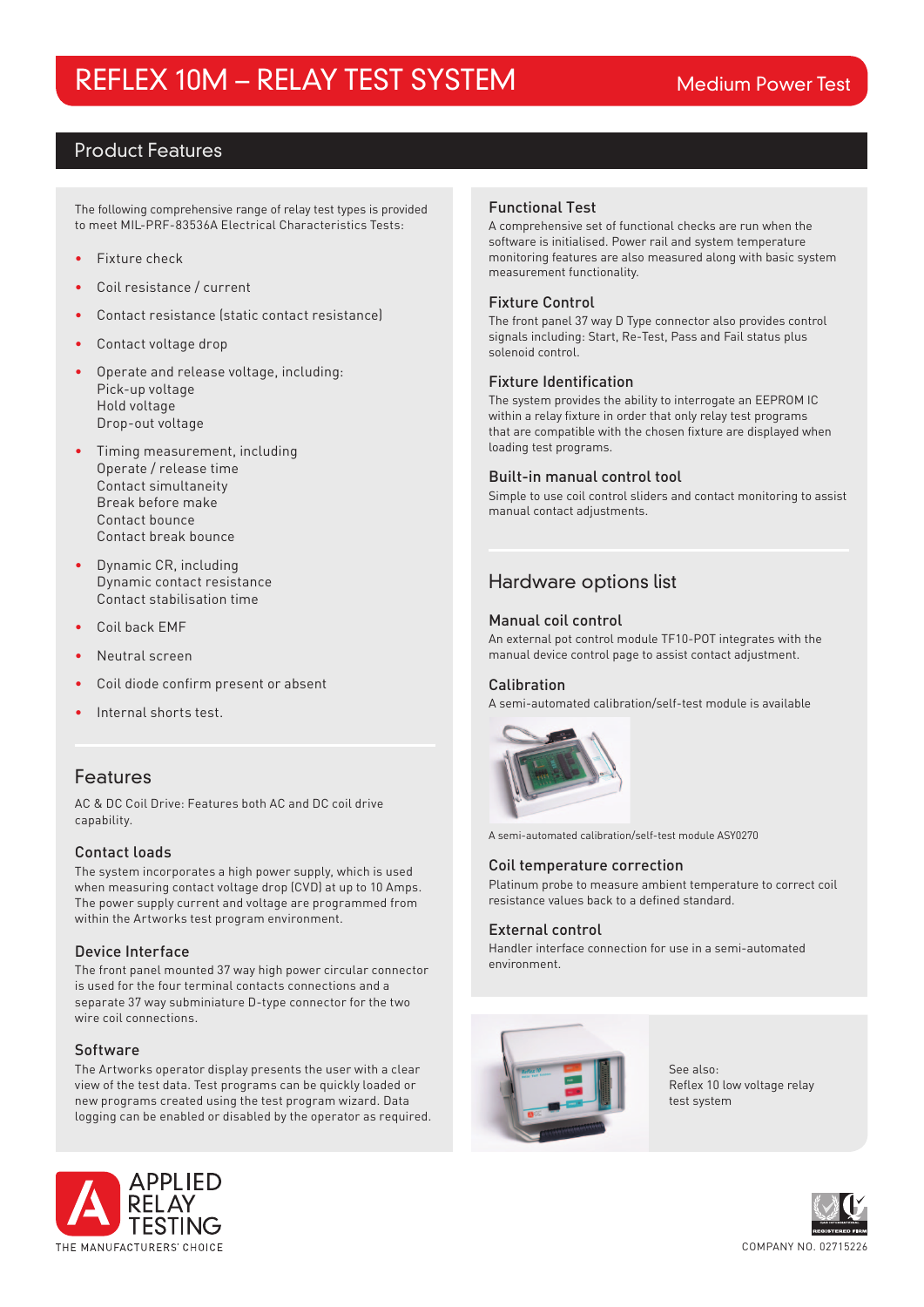# REFLEX 10M – RELAY TEST SYSTEM

Medium Power Test

## Product Features

The following comprehensive range of relay test types is provided to meet MIL-PRF-83536A Electrical Characteristics Tests:

- Fixture check
- Coil resistance / current
- Contact resistance (static contact resistance)
- Contact voltage drop
- Operate and release voltage, including:
  Pick-up voltage
  Hold voltage
  Drop-out voltage
- Timing measurement, including
  Operate / release time
  Contact simultaneity
  Break before make
  Contact bounce
  Contact break bounce
- Dynamic CR, including
  Dynamic contact resistance
  Contact stabilisation time
- Coil back EMF
- Neutral screen
- Coil diode confirm present or absent
- Internal shorts test.

## Features

AC & DC Coil Drive: Features both AC and DC coil drive capability.

### Contact loads

The system incorporates a high power supply, which is used when measuring contact voltage drop (CVD) at up to 10 Amps. The power supply current and voltage are programmed from within the Artworks test program environment.

### Device Interface

The front panel mounted 37 way high power circular connector is used for the four terminal contacts connections and a separate 37 way subminiature D-type connector for the two wire coil connections.

### Software

The Artworks operator display presents the user with a clear view of the test data. Test programs can be quickly loaded or new programs created using the test program wizard. Data logging can be enabled or disabled by the operator as required.

### Functional Test

A comprehensive set of functional checks are run when the software is initialised. Power rail and system temperature monitoring features are also measured along with basic system measurement functionality.

### Fixture Control

The front panel 37 way D Type connector also provides control signals including: Start, Re-Test, Pass and Fail status plus solenoid control.

### Fixture Identification

The system provides the ability to interrogate an EEPROM IC within a relay fixture in order that only relay test programs that are compatible with the chosen fixture are displayed when loading test programs.

### Built-in manual control tool

Simple to use coil control sliders and contact monitoring to assist manual contact adjustments.

## Hardware options list

### Manual coil control

An external pot control module TF10-POT integrates with the manual device control page to assist contact adjustment.

### Calibration

A semi-automated calibration/self-test module is available

A semi-automated calibration/self-test module ASY0270

### Coil temperature correction

Platinum probe to measure ambient temperature to correct coil resistance values back to a defined standard.

### External control

Handler interface connection for use in a semi-automated environment.

See also:
Reflex 10 low voltage relay test system

APPLIED RELAY TESTING
THE MANUFACTURERS' CHOICE

COMPANY NO. 02715226